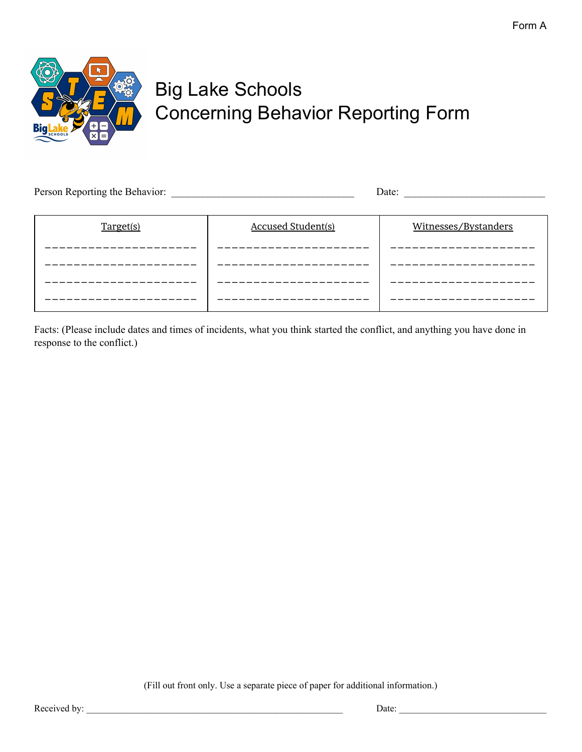Form A

# Big Lake Schools
# Concerning Behavior Reporting Form

Person Reporting the Behavior: ___________________________________ Date: ___________________________

| Target(s) | Accused Student(s) | Witnesses/Bystanders |
|---|---|---|
| ______________________ | ______________________ | _____________________ |
| ______________________ | ______________________ | _____________________ |
| ______________________ | ______________________ | _____________________ |
| ______________________ | ______________________ | _____________________ |

Facts: (Please include dates and times of incidents, what you think started the conflict, and anything you have done in response to the conflict.)

(Fill out front only. Use a separate piece of paper for additional information.)

Received by: _____________________________________________________ Date: ______________________________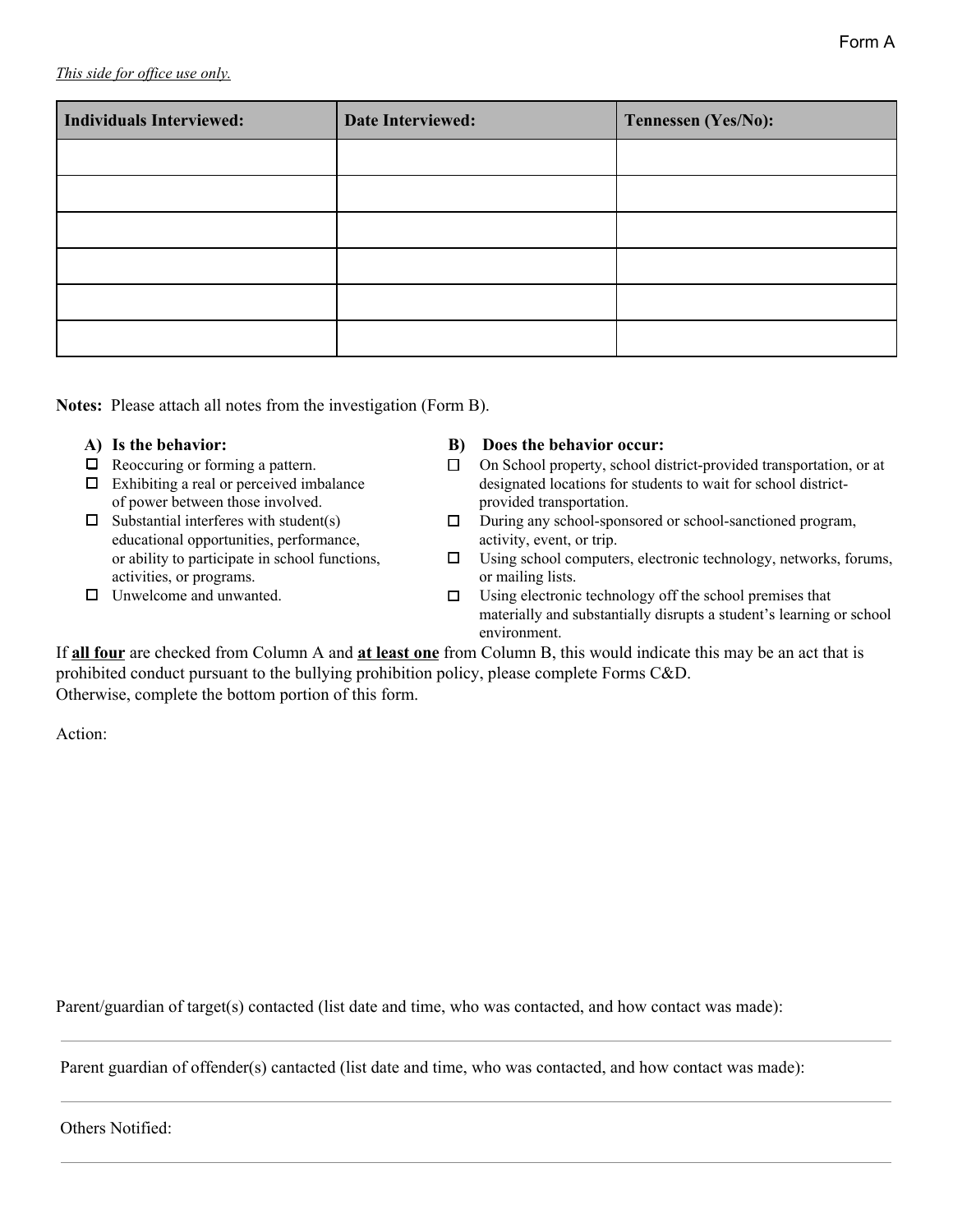Form A

*This side for office use only.*

| Individuals Interviewed: | Date Interviewed: | Tennessen (Yes/No): |
|---|---|---|
| | | |
| | | |
| | | |
| | | |
| | | |
| | | |

**Notes:** Please attach all notes from the investigation (Form B).

**A) Is the behavior:**

- ☐ Reoccuring or forming a pattern.
- ☐ Exhibiting a real or perceived imbalance of power between those involved.
- ☐ Substantial interferes with student(s) educational opportunities, performance, or ability to participate in school functions, activities, or programs.
- ☐ Unwelcome and unwanted.

**B) Does the behavior occur:**

- ☐ On School property, school district-provided transportation, or at designated locations for students to wait for school district-provided transportation.
- ☐ During any school-sponsored or school-sanctioned program, activity, event, or trip.
- ☐ Using school computers, electronic technology, networks, forums, or mailing lists.
- ☐ Using electronic technology off the school premises that materially and substantially disrupts a student's learning or school environment.

If **all four** are checked from Column A and **at least one** from Column B, this would indicate this may be an act that is prohibited conduct pursuant to the bullying prohibition policy, please complete Forms C&D.
Otherwise, complete the bottom portion of this form.

Action:

Parent/guardian of target(s) contacted (list date and time, who was contacted, and how contact was made):

Parent guardian of offender(s) cantacted (list date and time, who was contacted, and how contact was made):

Others Notified: